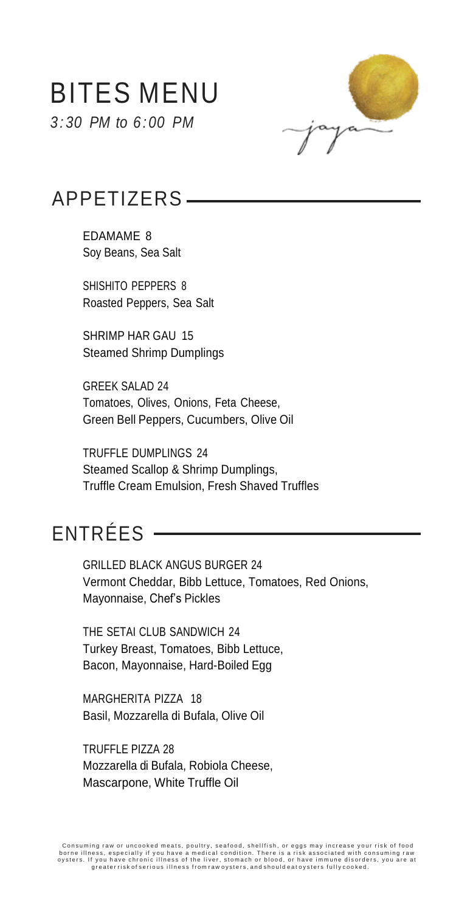# BITES MENU

*3:30 PM to 6:00 PM*

jaya

## APPETIZERS

EDAMAME 8
Soy Beans, Sea Salt

SHISHITO PEPPERS 8
Roasted Peppers, Sea Salt

SHRIMP HAR GAU 15
Steamed Shrimp Dumplings

GREEK SALAD 24
Tomatoes, Olives, Onions, Feta Cheese,
Green Bell Peppers, Cucumbers, Olive Oil

TRUFFLE DUMPLINGS 24
Steamed Scallop & Shrimp Dumplings,
Truffle Cream Emulsion, Fresh Shaved Truffles

## ENTRÉES

GRILLED BLACK ANGUS BURGER 24
Vermont Cheddar, Bibb Lettuce, Tomatoes, Red Onions,
Mayonnaise, Chef's Pickles

THE SETAI CLUB SANDWICH 24
Turkey Breast, Tomatoes, Bibb Lettuce,
Bacon, Mayonnaise, Hard-Boiled Egg

MARGHERITA PIZZA 18
Basil, Mozzarella di Bufala, Olive Oil

TRUFFLE PIZZA 28
Mozzarella di Bufala, Robiola Cheese,
Mascarpone, White Truffle Oil

Consuming raw or uncooked meats, poultry, seafood, shellfish, or eggs may increase your risk of food borne illness, especially if you have a medical condition. There is a risk associated with consuming raw oysters. If you have chronic illness of the liver, stomach or blood, or have immune disorders, you are at greater risk of serious illness from raw oysters, and should eat oysters fully cooked.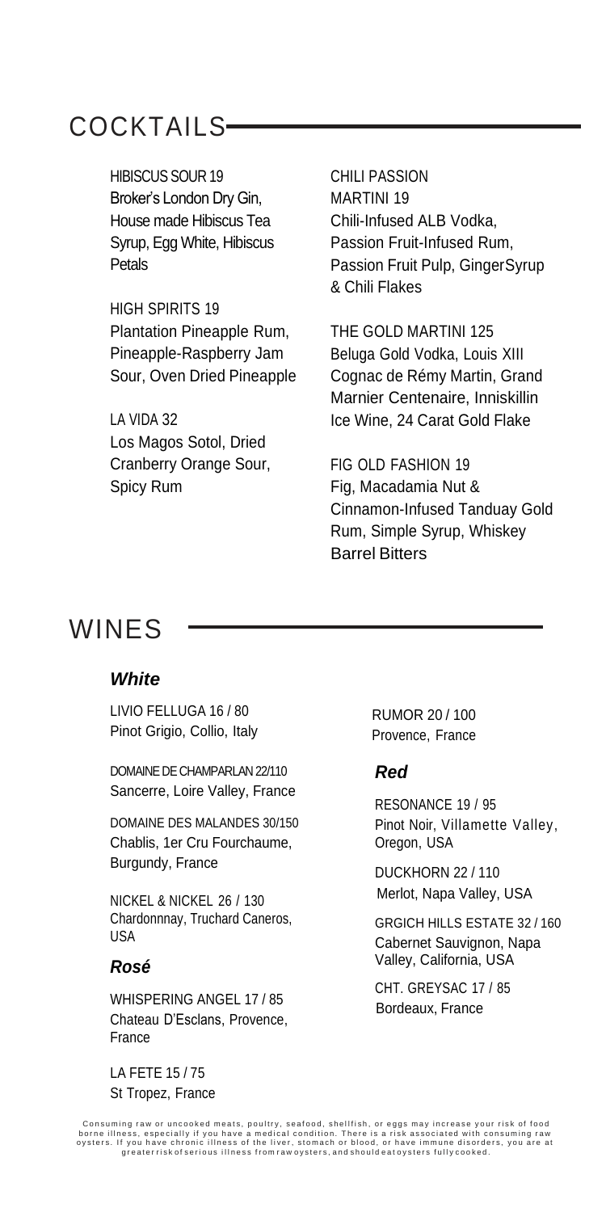## COCKTAILS

HIBISCUS SOUR 19
Broker's London Dry Gin, House made Hibiscus Tea Syrup, Egg White, Hibiscus Petals

HIGH SPIRITS 19
Plantation Pineapple Rum, Pineapple-Raspberry Jam Sour, Oven Dried Pineapple

LA VIDA 32
Los Magos Sotol, Dried Cranberry Orange Sour, Spicy Rum

CHILI PASSION MARTINI 19
Chili-Infused ALB Vodka, Passion Fruit-Infused Rum, Passion Fruit Pulp, GingerSyrup & Chili Flakes

THE GOLD MARTINI 125
Beluga Gold Vodka, Louis XIII Cognac de Rémy Martin, Grand Marnier Centenaire, Inniskillin Ice Wine, 24 Carat Gold Flake

FIG OLD FASHION 19
Fig, Macadamia Nut & Cinnamon-Infused Tanduay Gold Rum, Simple Syrup, Whiskey Barrel Bitters

## WINES

### *White*

LIVIO FELLUGA 16 / 80
Pinot Grigio, Collio, Italy

DOMAINE DE CHAMPARLAN 22/110
Sancerre, Loire Valley, France

DOMAINE DES MALANDES 30/150
Chablis, 1er Cru Fourchaume, Burgundy, France

NICKEL & NICKEL 26 / 130
Chardonnnay, Truchard Caneros, USA

### *Rosé*

WHISPERING ANGEL 17 / 85
Chateau D'Esclans, Provence, France

LA FETE 15 / 75
St Tropez, France

RUMOR 20 / 100
Provence, France

### *Red*

RESONANCE 19 / 95
Pinot Noir, Villamette Valley, Oregon, USA

DUCKHORN 22 / 110
Merlot, Napa Valley, USA

GRGICH HILLS ESTATE 32 / 160
Cabernet Sauvignon, Napa Valley, California, USA

CHT. GREYSAC 17 / 85
Bordeaux, France

Consuming raw or uncooked meats, poultry, seafood, shellfish, or eggs may increase your risk of food borne illness, especially if you have a medical condition. There is a risk associated with consuming raw oysters. If you have chronic illness of the liver, stomach or blood, or have immune disorders, you are at greater risk of serious illness from raw oysters, and should eat oysters fully cooked.